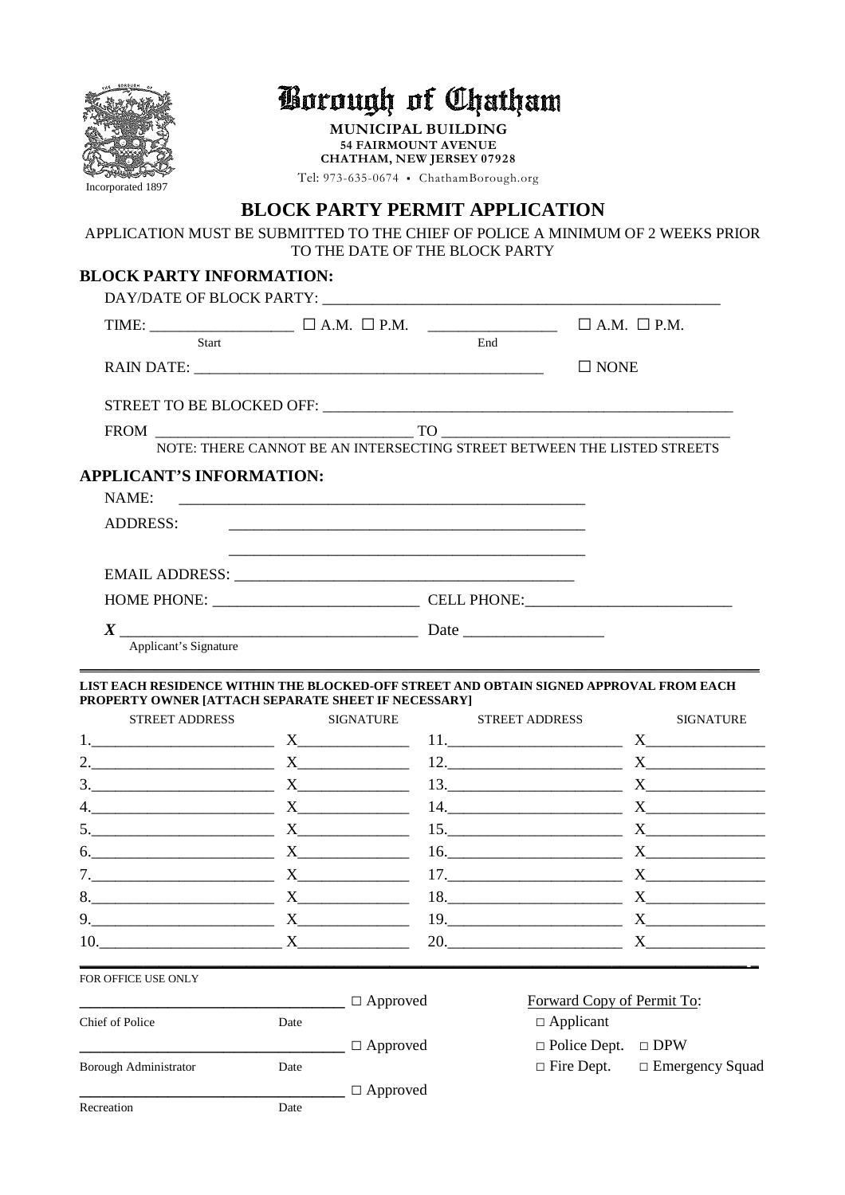# Borough of Chatham

**MUNICIPAL BUILDING**
**54 FAIRMOUNT AVENUE**
**CHATHAM, NEW JERSEY 07928**
Tel: 973-635-0674 • ChathamBorough.org

Incorporated 1897

## BLOCK PARTY PERMIT APPLICATION

APPLICATION MUST BE SUBMITTED TO THE CHIEF OF POLICE A MINIMUM OF 2 WEEKS PRIOR TO THE DATE OF THE BLOCK PARTY

### BLOCK PARTY INFORMATION:

DAY/DATE OF BLOCK PARTY: ______________________________

TIME: __________ ☐ A.M. ☐ P.M. __________ ☐ A.M. ☐ P.M.
Start End

RAIN DATE: ______________________________ ☐ NONE

STREET TO BE BLOCKED OFF: ______________________________

FROM ____________________ TO ____________________
NOTE: THERE CANNOT BE AN INTERSECTING STREET BETWEEN THE LISTED STREETS

### APPLICANT'S INFORMATION:

NAME: ______________________________

ADDRESS: ______________________________
______________________________

EMAIL ADDRESS: ______________________________

HOME PHONE: ____________________ CELL PHONE: ____________________

***X*** ______________________________ Date ______________
Applicant's Signature

---

**LIST EACH RESIDENCE WITHIN THE BLOCKED-OFF STREET AND OBTAIN SIGNED APPROVAL FROM EACH PROPERTY OWNER [ATTACH SEPARATE SHEET IF NECESSARY]**

| STREET ADDRESS | SIGNATURE | STREET ADDRESS | SIGNATURE |
|---|---|---|---|
| 1.__________ | X__________ | 11.__________ | X__________ |
| 2.__________ | X__________ | 12.__________ | X__________ |
| 3.__________ | X__________ | 13.__________ | X__________ |
| 4.__________ | X__________ | 14.__________ | X__________ |
| 5.__________ | X__________ | 15.__________ | X__________ |
| 6.__________ | X__________ | 16.__________ | X__________ |
| 7.__________ | X__________ | 17.__________ | X__________ |
| 8.__________ | X__________ | 18.__________ | X__________ |
| 9.__________ | X__________ | 19.__________ | X__________ |
| 10.__________ | X__________ | 20.__________ | X__________ |

---

FOR OFFICE USE ONLY

______________________________ □ Approved
Chief of Police Date

______________________________ □ Approved
Borough Administrator Date

______________________________ □ Approved
Recreation Date

Forward Copy of Permit To:
□ Applicant
□ Police Dept. □ DPW
□ Fire Dept. □ Emergency Squad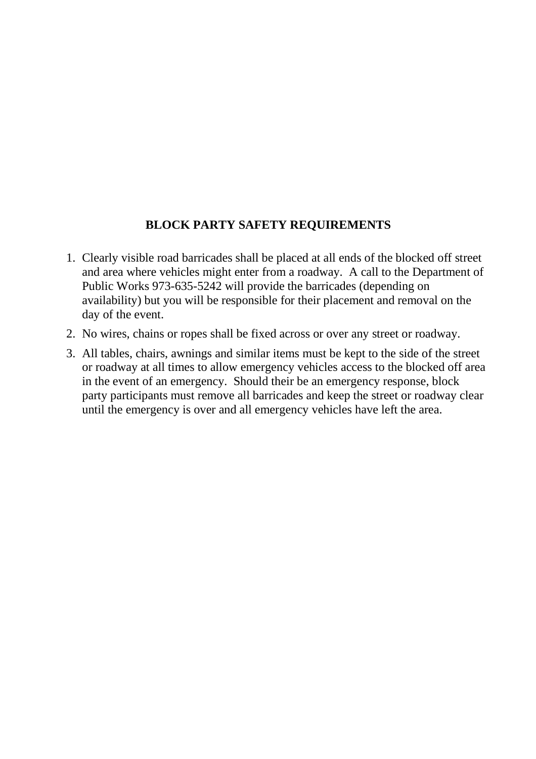## BLOCK PARTY SAFETY REQUIREMENTS

1. Clearly visible road barricades shall be placed at all ends of the blocked off street and area where vehicles might enter from a roadway. A call to the Department of Public Works 973-635-5242 will provide the barricades (depending on availability) but you will be responsible for their placement and removal on the day of the event.
2. No wires, chains or ropes shall be fixed across or over any street or roadway.
3. All tables, chairs, awnings and similar items must be kept to the side of the street or roadway at all times to allow emergency vehicles access to the blocked off area in the event of an emergency. Should their be an emergency response, block party participants must remove all barricades and keep the street or roadway clear until the emergency is over and all emergency vehicles have left the area.